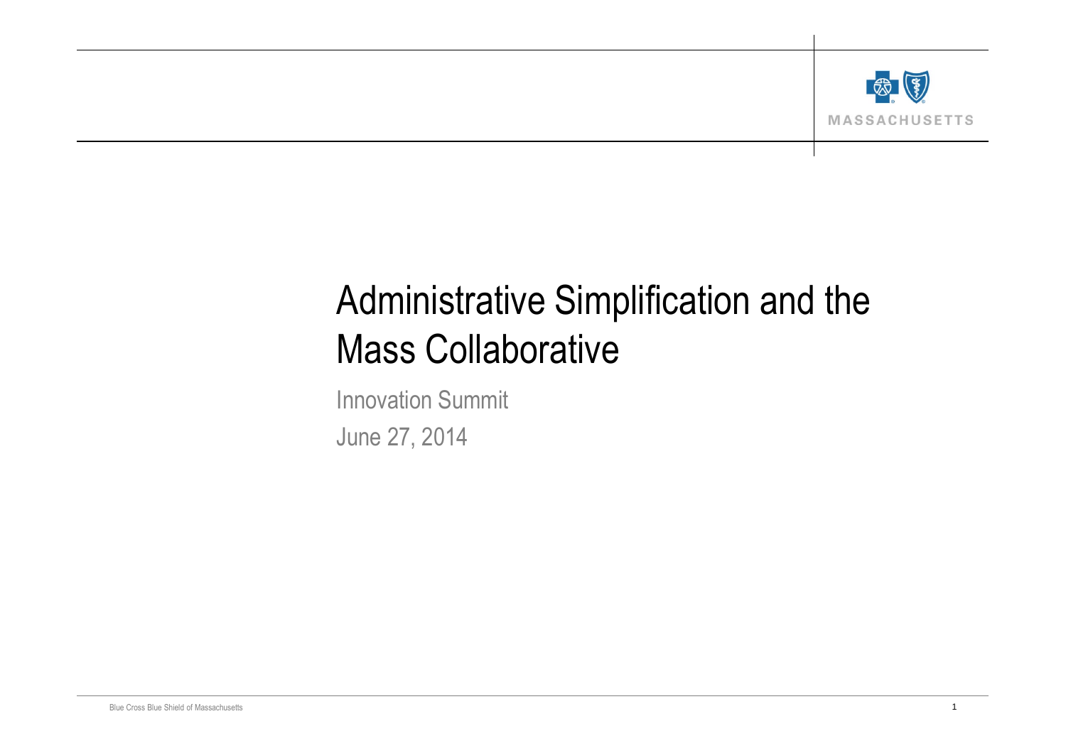# Administrative Simplification and the Mass Collaborative

Innovation Summit

June 27, 2014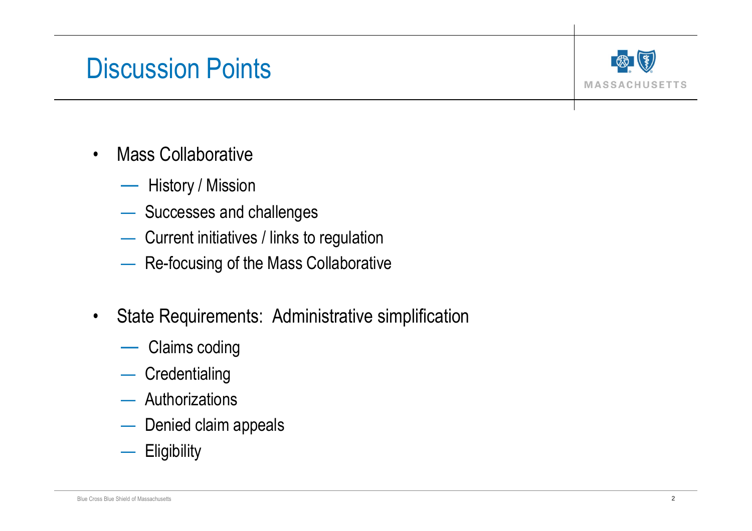# Discussion Points

- Mass Collaborative
  - History / Mission
  - Successes and challenges
  - Current initiatives / links to regulation
  - Re-focusing of the Mass Collaborative
- State Requirements: Administrative simplification
  - Claims coding
  - Credentialing
  - Authorizations
  - Denied claim appeals
  - Eligibility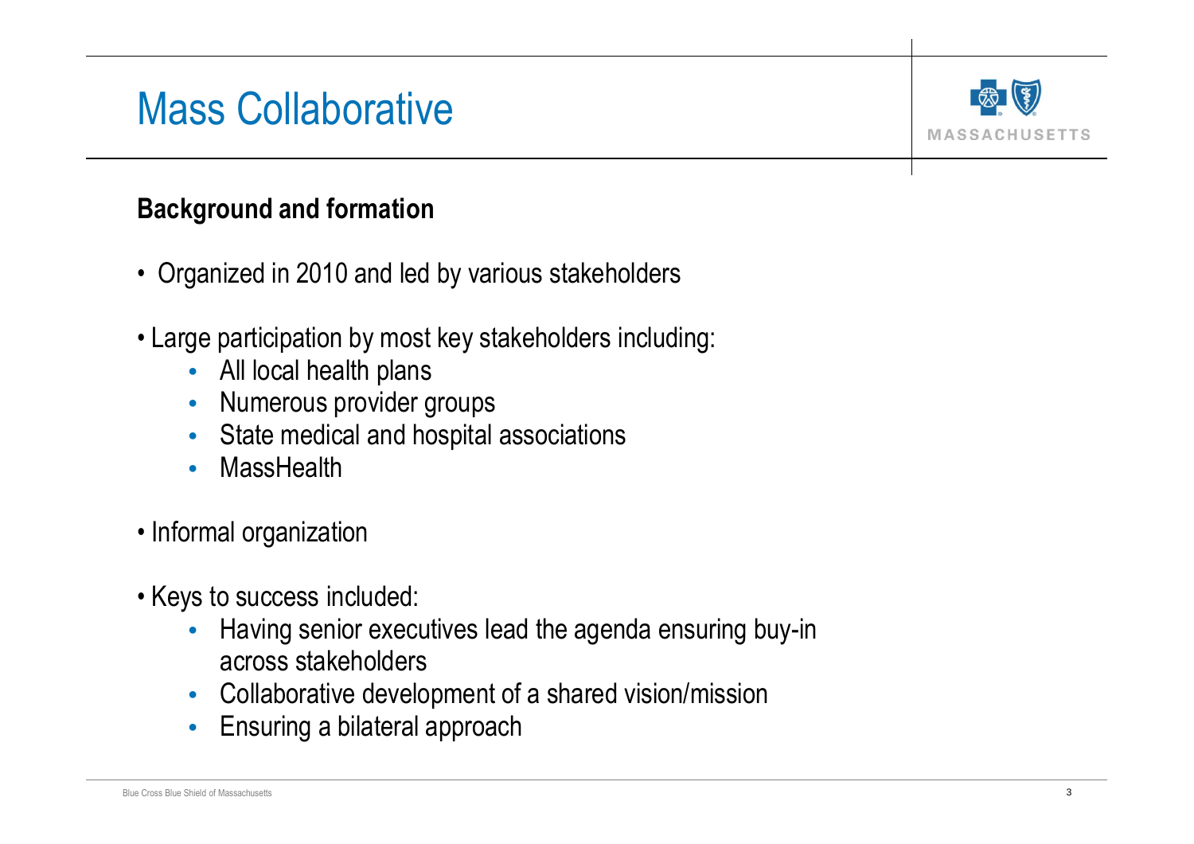# Mass Collaborative

## Background and formation

- Organized in 2010 and led by various stakeholders
- Large participation by most key stakeholders including:
  - All local health plans
  - Numerous provider groups
  - State medical and hospital associations
  - MassHealth
- Informal organization
- Keys to success included:
  - Having senior executives lead the agenda ensuring buy-in across stakeholders
  - Collaborative development of a shared vision/mission
  - Ensuring a bilateral approach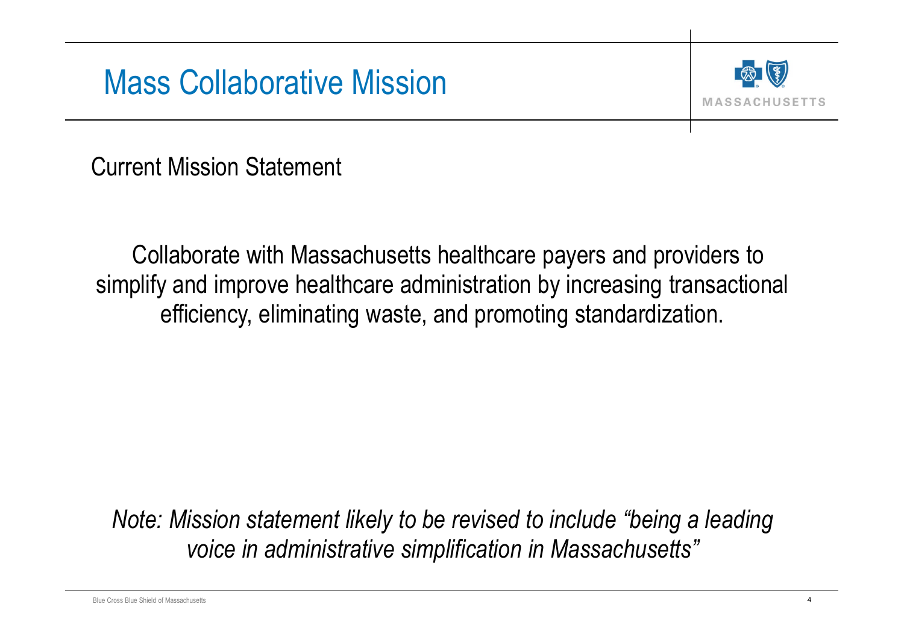# Mass Collaborative Mission

Current Mission Statement

Collaborate with Massachusetts healthcare payers and providers to simplify and improve healthcare administration by increasing transactional efficiency, eliminating waste, and promoting standardization.

*Note: Mission statement likely to be revised to include "being a leading voice in administrative simplification in Massachusetts"*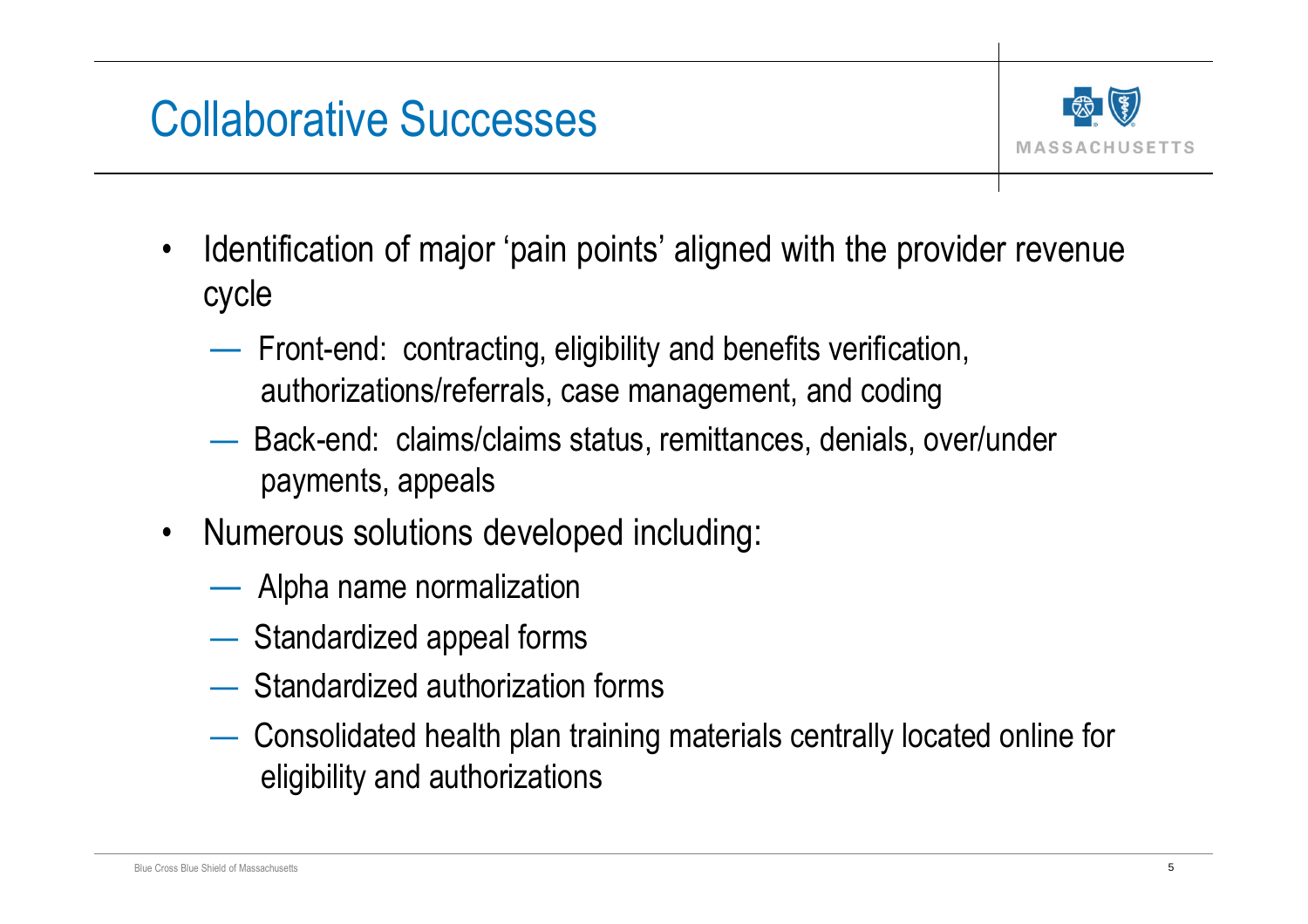# Collaborative Successes

- Identification of major 'pain points' aligned with the provider revenue cycle
  - Front-end: contracting, eligibility and benefits verification, authorizations/referrals, case management, and coding
  - Back-end: claims/claims status, remittances, denials, over/under payments, appeals
- Numerous solutions developed including:
  - Alpha name normalization
  - Standardized appeal forms
  - Standardized authorization forms
  - Consolidated health plan training materials centrally located online for eligibility and authorizations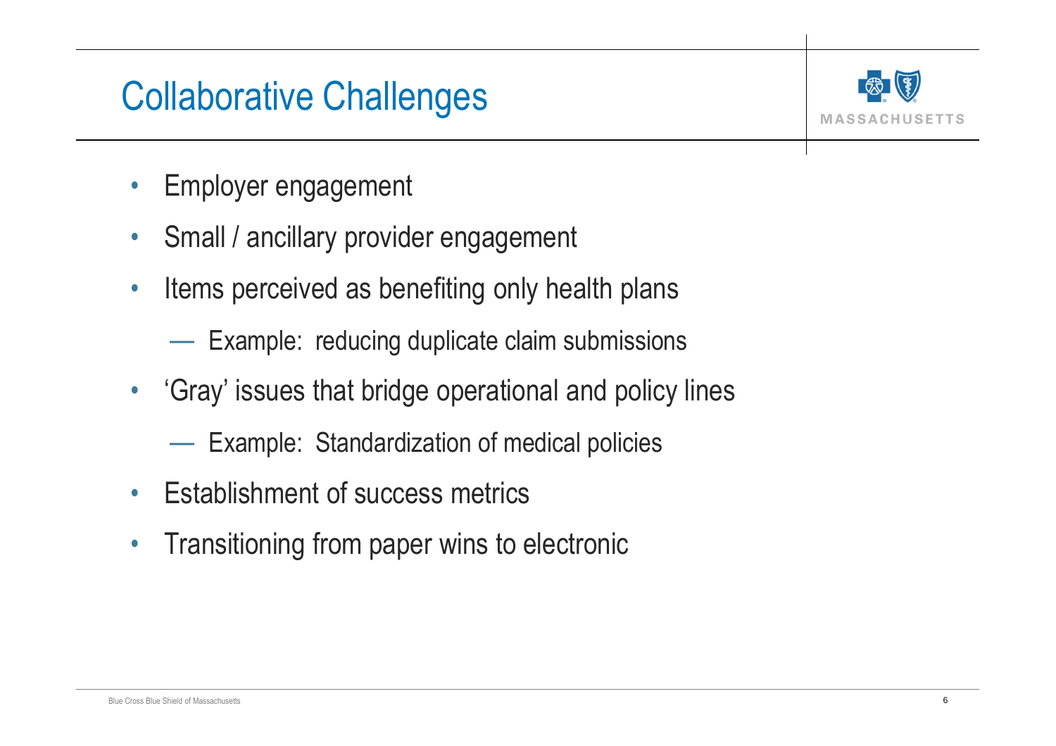# Collaborative Challenges

- Employer engagement
- Small / ancillary provider engagement
- Items perceived as benefiting only health plans
  - Example: reducing duplicate claim submissions
- 'Gray' issues that bridge operational and policy lines
  - Example: Standardization of medical policies
- Establishment of success metrics
- Transitioning from paper wins to electronic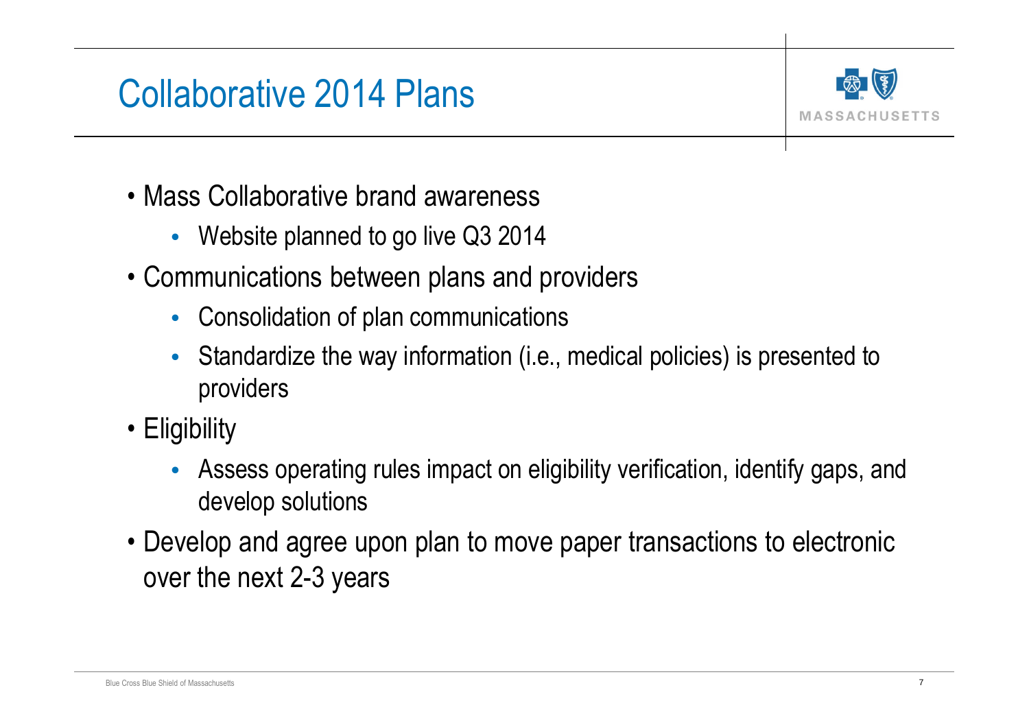# Collaborative 2014 Plans

- Mass Collaborative brand awareness
  - Website planned to go live Q3 2014
- Communications between plans and providers
  - Consolidation of plan communications
  - Standardize the way information (i.e., medical policies) is presented to providers
- Eligibility
  - Assess operating rules impact on eligibility verification, identify gaps, and develop solutions
- Develop and agree upon plan to move paper transactions to electronic over the next 2-3 years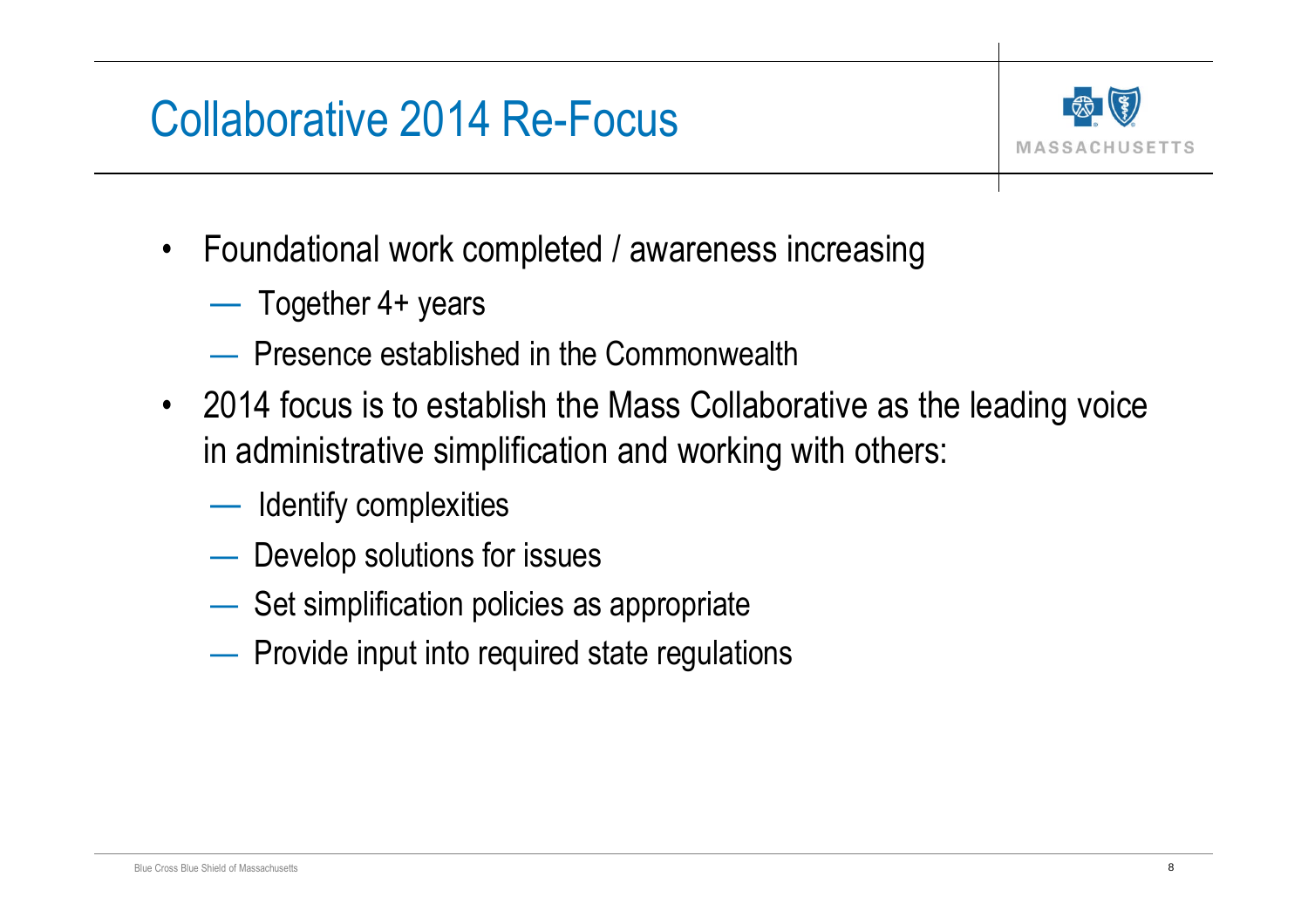# Collaborative 2014 Re-Focus

- Foundational work completed / awareness increasing
  - Together 4+ years
  - Presence established in the Commonwealth
- 2014 focus is to establish the Mass Collaborative as the leading voice in administrative simplification and working with others:
  - Identify complexities
  - Develop solutions for issues
  - Set simplification policies as appropriate
  - Provide input into required state regulations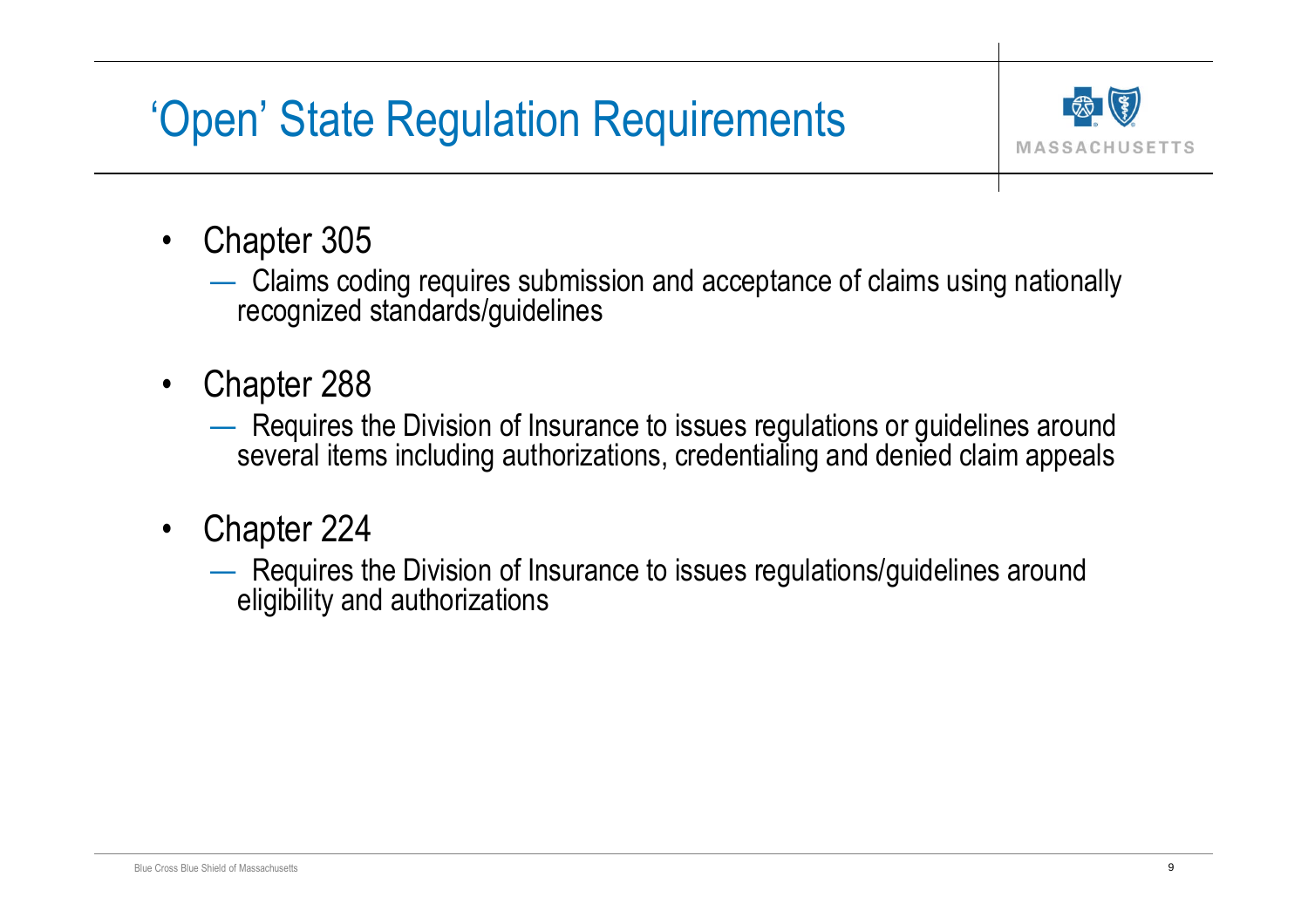# 'Open' State Regulation Requirements

- Chapter 305
  - Claims coding requires submission and acceptance of claims using nationally recognized standards/guidelines
- Chapter 288
  - Requires the Division of Insurance to issues regulations or guidelines around several items including authorizations, credentialing and denied claim appeals
- Chapter 224
  - Requires the Division of Insurance to issues regulations/guidelines around eligibility and authorizations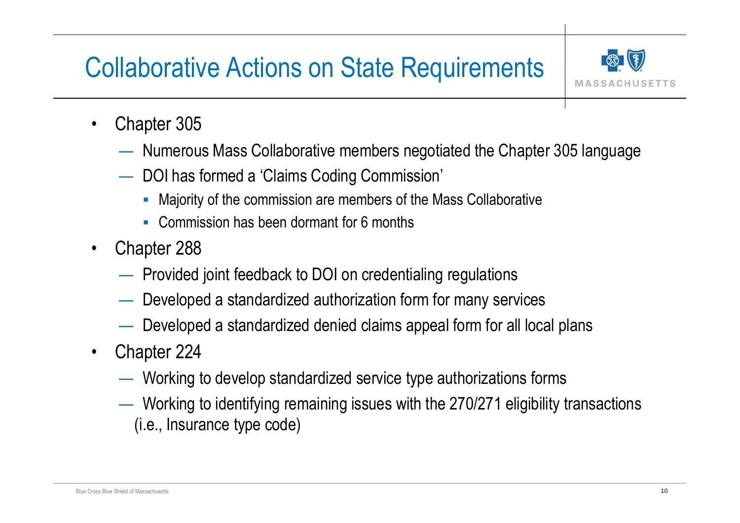# Collaborative Actions on State Requirements

- Chapter 305
  - Numerous Mass Collaborative members negotiated the Chapter 305 language
  - DOI has formed a 'Claims Coding Commission'
    - Majority of the commission are members of the Mass Collaborative
    - Commission has been dormant for 6 months
- Chapter 288
  - Provided joint feedback to DOI on credentialing regulations
  - Developed a standardized authorization form for many services
  - Developed a standardized denied claims appeal form for all local plans
- Chapter 224
  - Working to develop standardized service type authorizations forms
  - Working to identifying remaining issues with the 270/271 eligibility transactions (i.e., Insurance type code)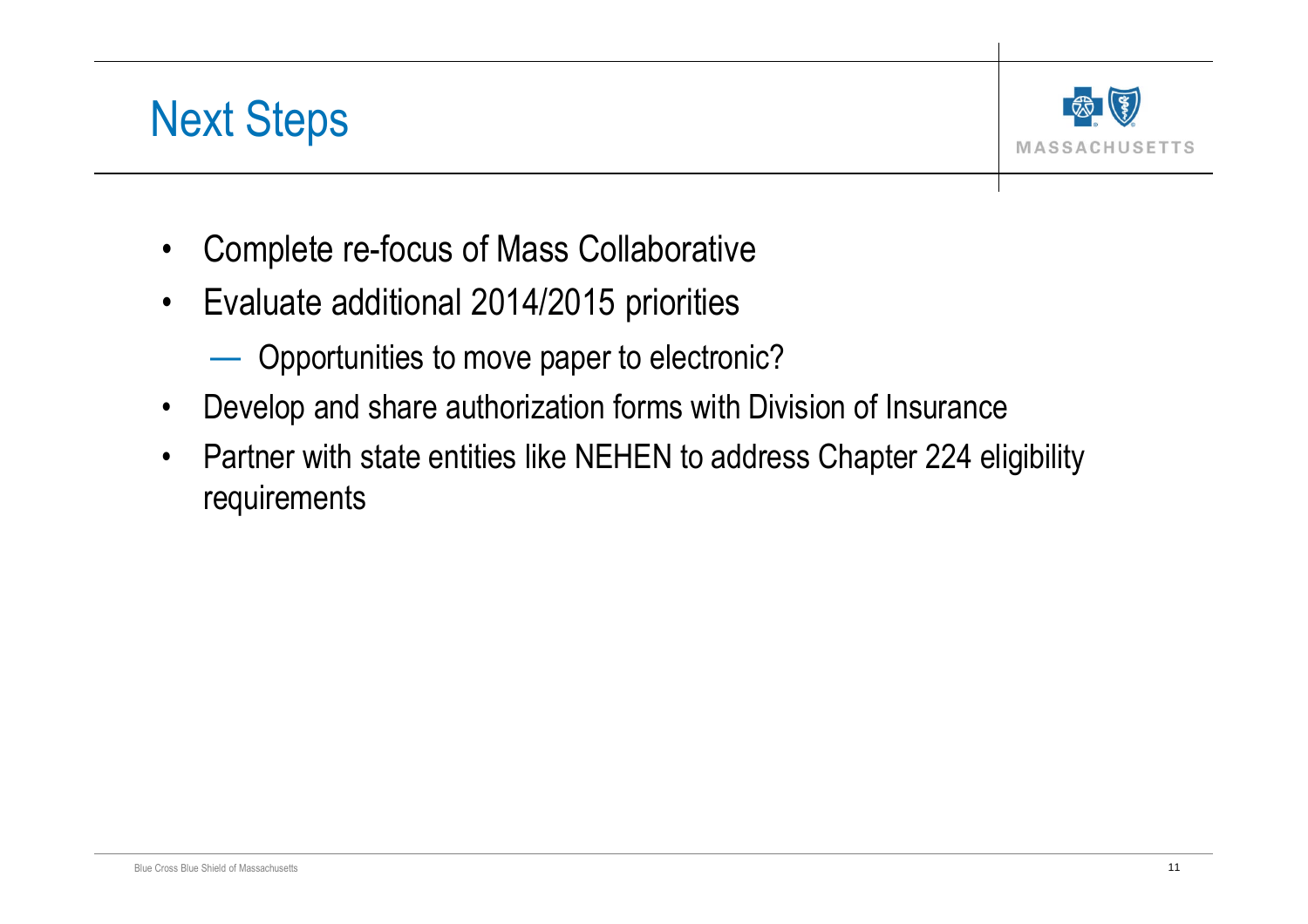# Next Steps

- Complete re-focus of Mass Collaborative
- Evaluate additional 2014/2015 priorities
  - Opportunities to move paper to electronic?
- Develop and share authorization forms with Division of Insurance
- Partner with state entities like NEHEN to address Chapter 224 eligibility requirements